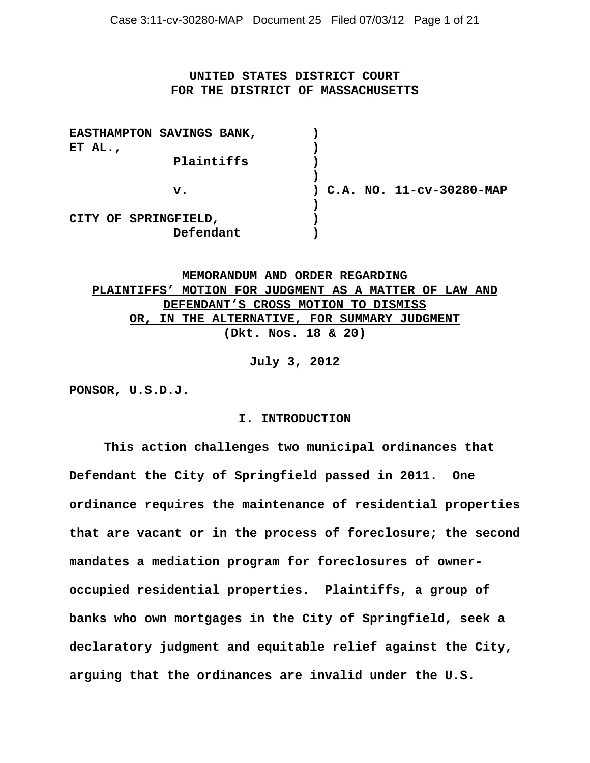**UNITED STATES DISTRICT COURT**
**FOR THE DISTRICT OF MASSACHUSETTS**

| | | |
|---|---|---|
| EASTHAMPTON SAVINGS BANK, ET AL., | ) | |
| Plaintiffs | ) | |
| | ) | |
| v. | ) | C.A. NO. 11-cv-30280-MAP |
| | ) | |
| CITY OF SPRINGFIELD, | ) | |
| Defendant | ) | |

**MEMORANDUM AND ORDER REGARDING PLAINTIFFS' MOTION FOR JUDGMENT AS A MATTER OF LAW AND DEFENDANT'S CROSS MOTION TO DISMISS OR, IN THE ALTERNATIVE, FOR SUMMARY JUDGMENT**
**(Dkt. Nos. 18 & 20)**

**July 3, 2012**

**PONSOR, U.S.D.J.**

## I. INTRODUCTION

This action challenges two municipal ordinances that Defendant the City of Springfield passed in 2011. One ordinance requires the maintenance of residential properties that are vacant or in the process of foreclosure; the second mandates a mediation program for foreclosures of owner-occupied residential properties. Plaintiffs, a group of banks who own mortgages in the City of Springfield, seek a declaratory judgment and equitable relief against the City, arguing that the ordinances are invalid under the U.S.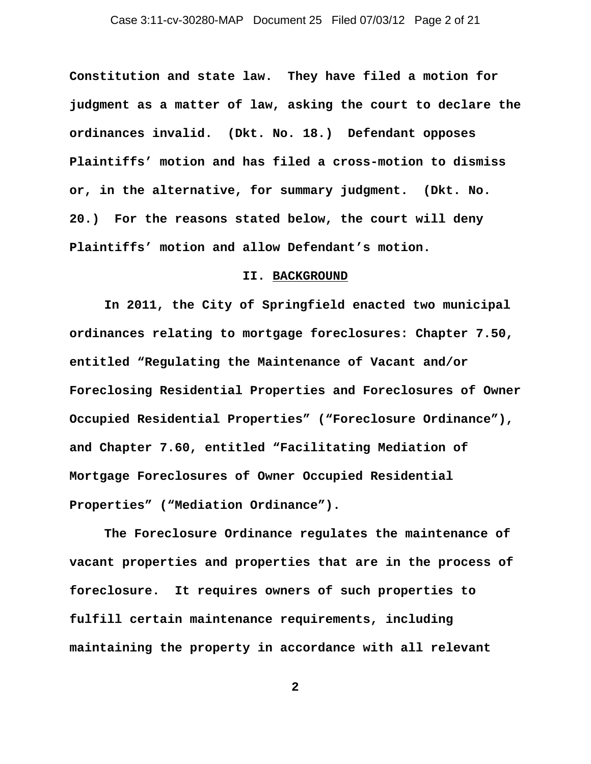Constitution and state law. They have filed a motion for judgment as a matter of law, asking the court to declare the ordinances invalid. (Dkt. No. 18.) Defendant opposes Plaintiffs' motion and has filed a cross-motion to dismiss or, in the alternative, for summary judgment. (Dkt. No. 20.) For the reasons stated below, the court will deny Plaintiffs' motion and allow Defendant's motion.

## II. BACKGROUND

In 2011, the City of Springfield enacted two municipal ordinances relating to mortgage foreclosures: Chapter 7.50, entitled "Regulating the Maintenance of Vacant and/or Foreclosing Residential Properties and Foreclosures of Owner Occupied Residential Properties" ("Foreclosure Ordinance"), and Chapter 7.60, entitled "Facilitating Mediation of Mortgage Foreclosures of Owner Occupied Residential Properties" ("Mediation Ordinance").

The Foreclosure Ordinance regulates the maintenance of vacant properties and properties that are in the process of foreclosure. It requires owners of such properties to fulfill certain maintenance requirements, including maintaining the property in accordance with all relevant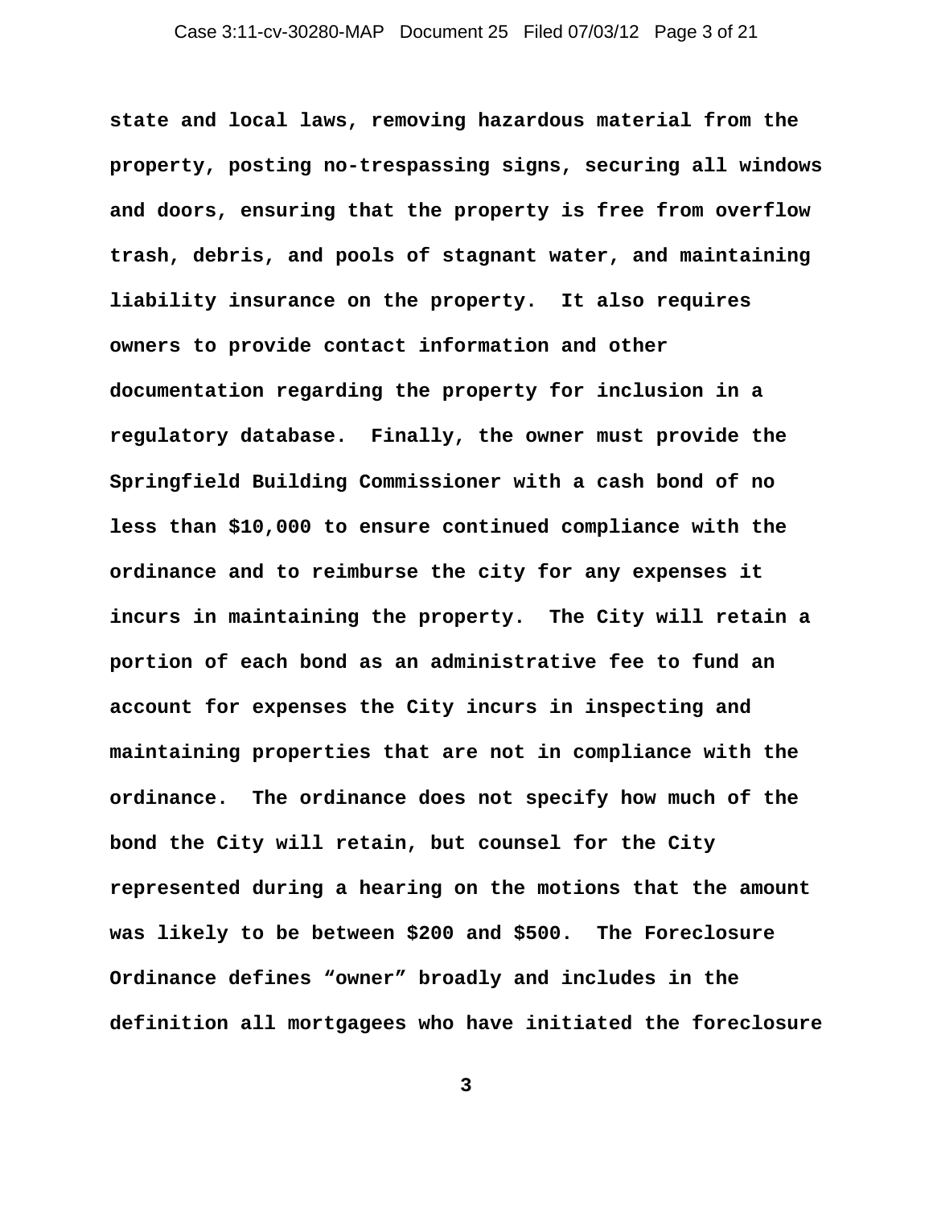state and local laws, removing hazardous material from the property, posting no-trespassing signs, securing all windows and doors, ensuring that the property is free from overflow trash, debris, and pools of stagnant water, and maintaining liability insurance on the property. It also requires owners to provide contact information and other documentation regarding the property for inclusion in a regulatory database. Finally, the owner must provide the Springfield Building Commissioner with a cash bond of no less than $10,000 to ensure continued compliance with the ordinance and to reimburse the city for any expenses it incurs in maintaining the property. The City will retain a portion of each bond as an administrative fee to fund an account for expenses the City incurs in inspecting and maintaining properties that are not in compliance with the ordinance. The ordinance does not specify how much of the bond the City will retain, but counsel for the City represented during a hearing on the motions that the amount was likely to be between $200 and $500. The Foreclosure Ordinance defines "owner" broadly and includes in the definition all mortgagees who have initiated the foreclosure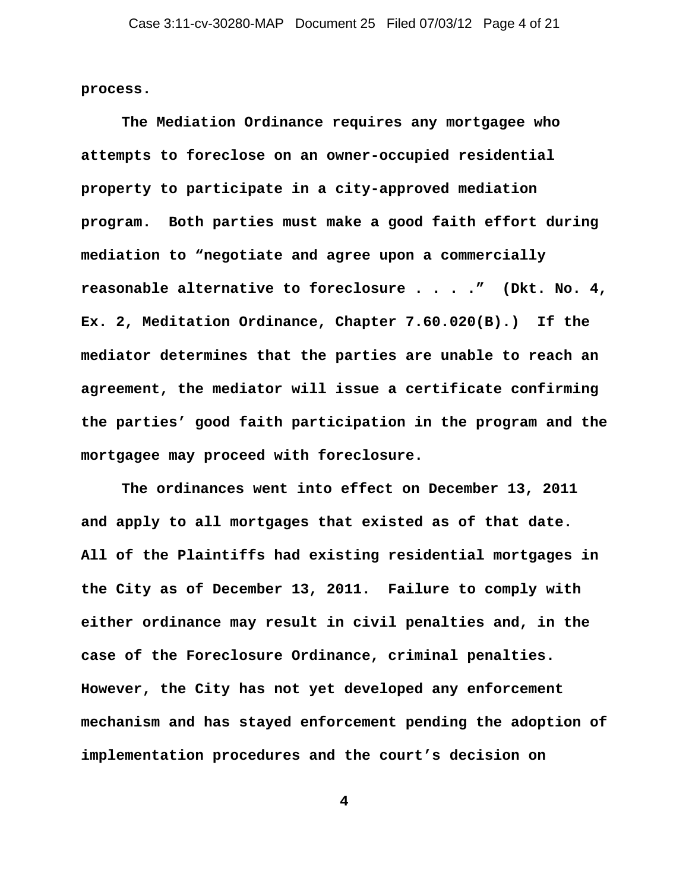**process.**

**The Mediation Ordinance requires any mortgagee who attempts to foreclose on an owner-occupied residential property to participate in a city-approved mediation program. Both parties must make a good faith effort during mediation to "negotiate and agree upon a commercially reasonable alternative to foreclosure . . . ." (Dkt. No. 4, Ex. 2, Meditation Ordinance, Chapter 7.60.020(B).) If the mediator determines that the parties are unable to reach an agreement, the mediator will issue a certificate confirming the parties' good faith participation in the program and the mortgagee may proceed with foreclosure.**

**The ordinances went into effect on December 13, 2011 and apply to all mortgages that existed as of that date. All of the Plaintiffs had existing residential mortgages in the City as of December 13, 2011. Failure to comply with either ordinance may result in civil penalties and, in the case of the Foreclosure Ordinance, criminal penalties. However, the City has not yet developed any enforcement mechanism and has stayed enforcement pending the adoption of implementation procedures and the court's decision on**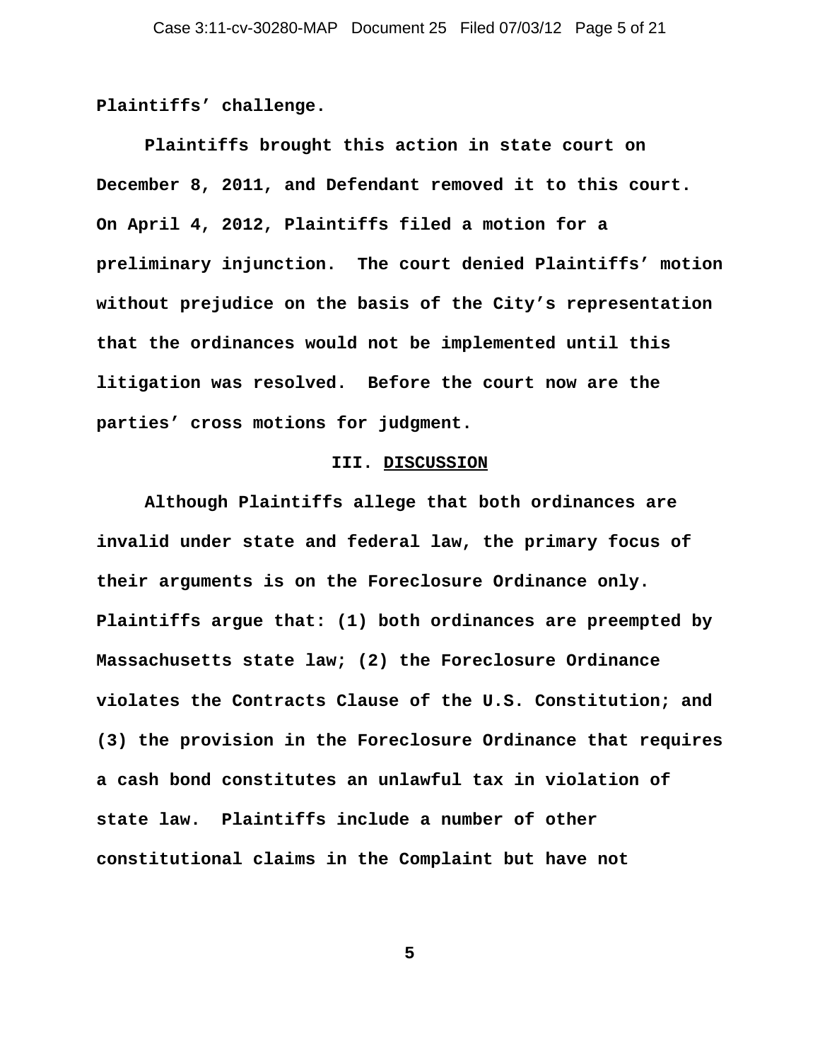Plaintiffs' challenge.

Plaintiffs brought this action in state court on December 8, 2011, and Defendant removed it to this court. On April 4, 2012, Plaintiffs filed a motion for a preliminary injunction. The court denied Plaintiffs' motion without prejudice on the basis of the City's representation that the ordinances would not be implemented until this litigation was resolved. Before the court now are the parties' cross motions for judgment.

## III. DISCUSSION

Although Plaintiffs allege that both ordinances are invalid under state and federal law, the primary focus of their arguments is on the Foreclosure Ordinance only. Plaintiffs argue that: (1) both ordinances are preempted by Massachusetts state law; (2) the Foreclosure Ordinance violates the Contracts Clause of the U.S. Constitution; and (3) the provision in the Foreclosure Ordinance that requires a cash bond constitutes an unlawful tax in violation of state law. Plaintiffs include a number of other constitutional claims in the Complaint but have not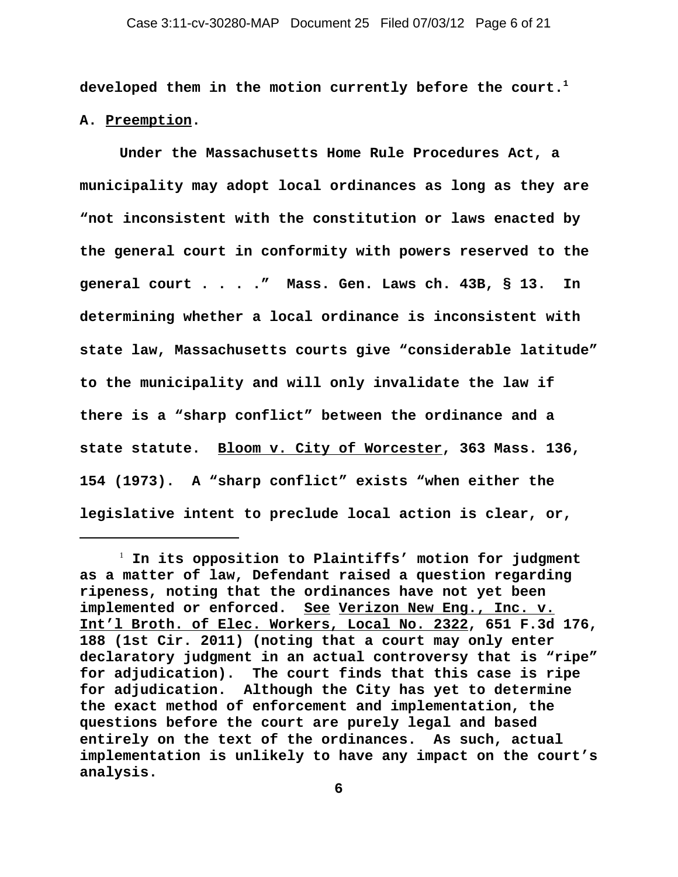developed them in the motion currently before the court.[1]

A. Preemption.

Under the Massachusetts Home Rule Procedures Act, a municipality may adopt local ordinances as long as they are "not inconsistent with the constitution or laws enacted by the general court in conformity with powers reserved to the general court . . . ." Mass. Gen. Laws ch. 43B, § 13. In determining whether a local ordinance is inconsistent with state law, Massachusetts courts give "considerable latitude" to the municipality and will only invalidate the law if there is a "sharp conflict" between the ordinance and a state statute. Bloom v. City of Worcester, 363 Mass. 136, 154 (1973). A "sharp conflict" exists "when either the legislative intent to preclude local action is clear, or,

---

[1] In its opposition to Plaintiffs' motion for judgment as a matter of law, Defendant raised a question regarding ripeness, noting that the ordinances have not yet been implemented or enforced. See Verizon New Eng., Inc. v. Int'l Broth. of Elec. Workers, Local No. 2322, 651 F.3d 176, 188 (1st Cir. 2011) (noting that a court may only enter declaratory judgment in an actual controversy that is "ripe" for adjudication). The court finds that this case is ripe for adjudication. Although the City has yet to determine the exact method of enforcement and implementation, the questions before the court are purely legal and based entirely on the text of the ordinances. As such, actual implementation is unlikely to have any impact on the court's analysis.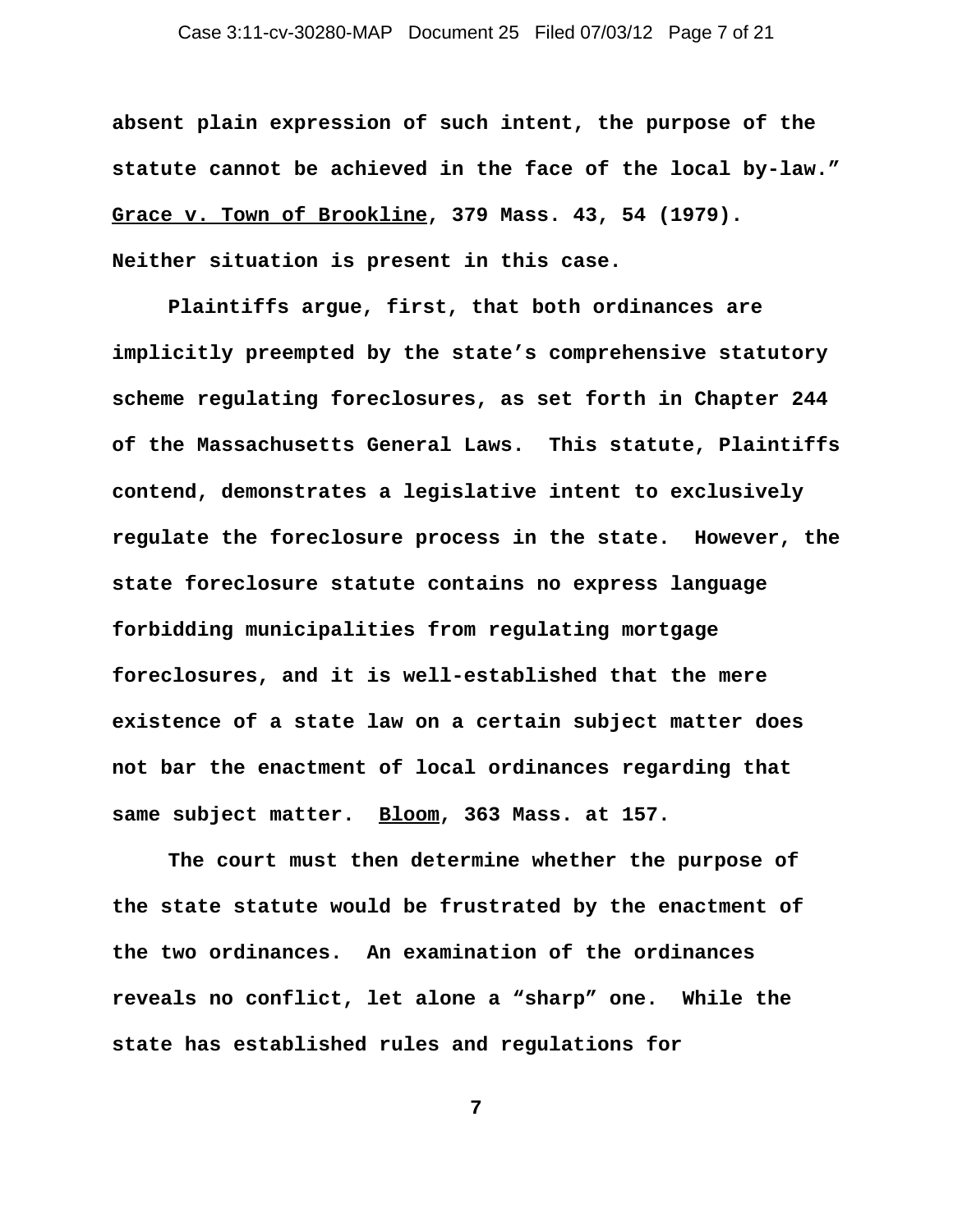absent plain expression of such intent, the purpose of the statute cannot be achieved in the face of the local by-law." Grace v. Town of Brookline, 379 Mass. 43, 54 (1979). Neither situation is present in this case.

Plaintiffs argue, first, that both ordinances are implicitly preempted by the state's comprehensive statutory scheme regulating foreclosures, as set forth in Chapter 244 of the Massachusetts General Laws. This statute, Plaintiffs contend, demonstrates a legislative intent to exclusively regulate the foreclosure process in the state. However, the state foreclosure statute contains no express language forbidding municipalities from regulating mortgage foreclosures, and it is well-established that the mere existence of a state law on a certain subject matter does not bar the enactment of local ordinances regarding that same subject matter. Bloom, 363 Mass. at 157.

The court must then determine whether the purpose of the state statute would be frustrated by the enactment of the two ordinances. An examination of the ordinances reveals no conflict, let alone a "sharp" one. While the state has established rules and regulations for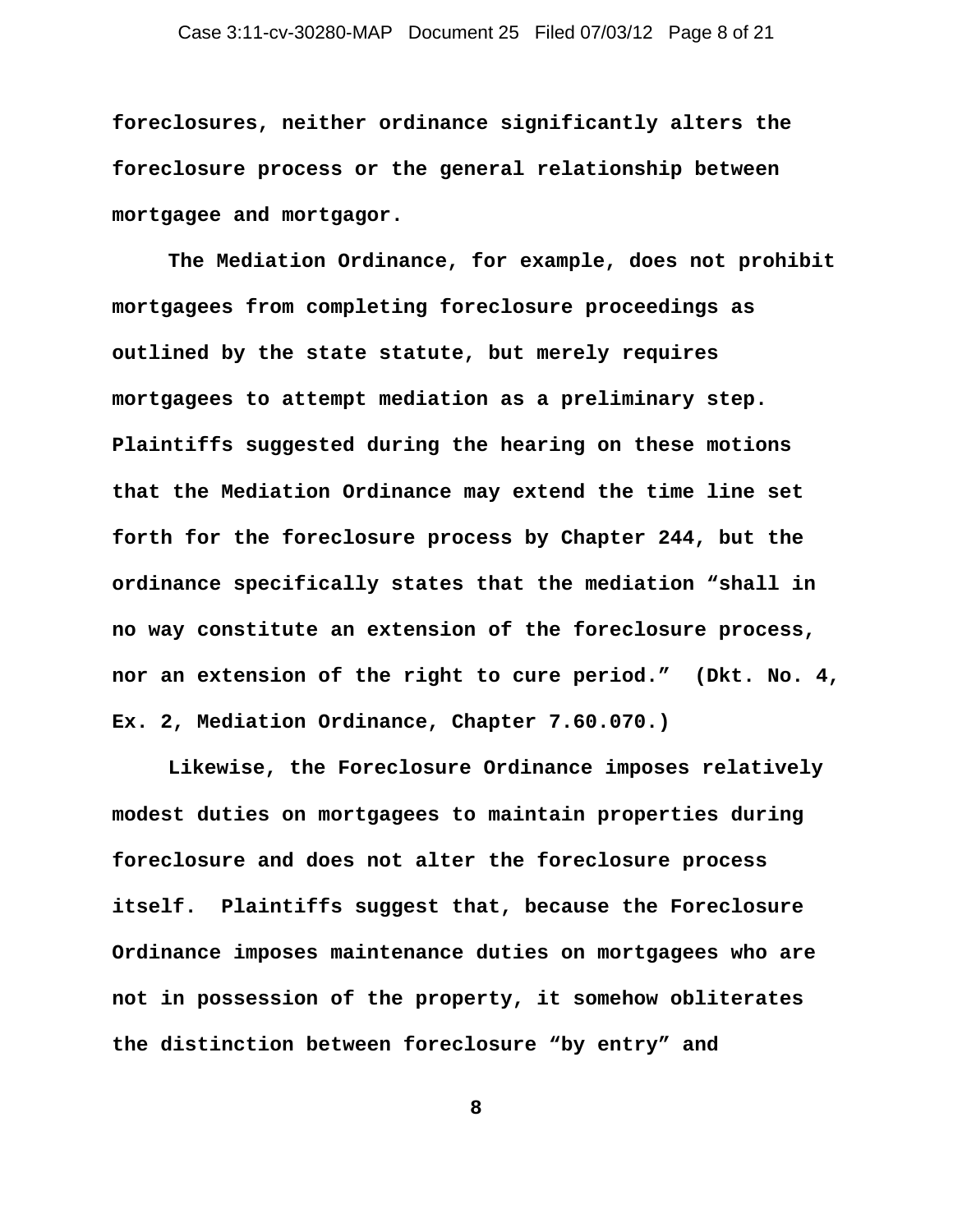foreclosures, neither ordinance significantly alters the foreclosure process or the general relationship between mortgagee and mortgagor.

The Mediation Ordinance, for example, does not prohibit mortgagees from completing foreclosure proceedings as outlined by the state statute, but merely requires mortgagees to attempt mediation as a preliminary step. Plaintiffs suggested during the hearing on these motions that the Mediation Ordinance may extend the time line set forth for the foreclosure process by Chapter 244, but the ordinance specifically states that the mediation "shall in no way constitute an extension of the foreclosure process, nor an extension of the right to cure period." (Dkt. No. 4, Ex. 2, Mediation Ordinance, Chapter 7.60.070.)

Likewise, the Foreclosure Ordinance imposes relatively modest duties on mortgagees to maintain properties during foreclosure and does not alter the foreclosure process itself. Plaintiffs suggest that, because the Foreclosure Ordinance imposes maintenance duties on mortgagees who are not in possession of the property, it somehow obliterates the distinction between foreclosure "by entry" and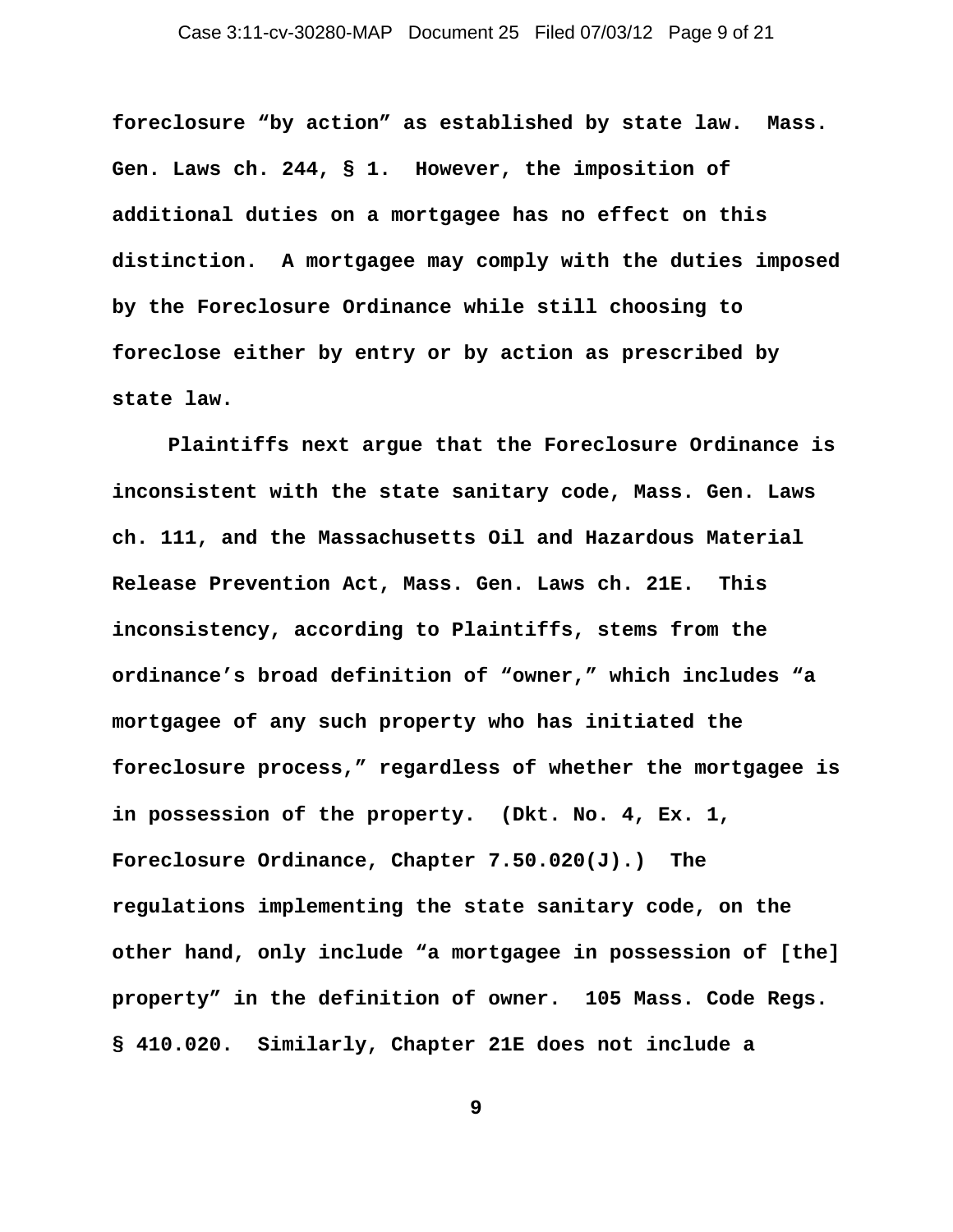foreclosure "by action" as established by state law. Mass. Gen. Laws ch. 244, § 1. However, the imposition of additional duties on a mortgagee has no effect on this distinction. A mortgagee may comply with the duties imposed by the Foreclosure Ordinance while still choosing to foreclose either by entry or by action as prescribed by state law.

Plaintiffs next argue that the Foreclosure Ordinance is inconsistent with the state sanitary code, Mass. Gen. Laws ch. 111, and the Massachusetts Oil and Hazardous Material Release Prevention Act, Mass. Gen. Laws ch. 21E. This inconsistency, according to Plaintiffs, stems from the ordinance's broad definition of "owner," which includes "a mortgagee of any such property who has initiated the foreclosure process," regardless of whether the mortgagee is in possession of the property. (Dkt. No. 4, Ex. 1, Foreclosure Ordinance, Chapter 7.50.020(J).) The regulations implementing the state sanitary code, on the other hand, only include "a mortgagee in possession of [the] property" in the definition of owner. 105 Mass. Code Regs. § 410.020. Similarly, Chapter 21E does not include a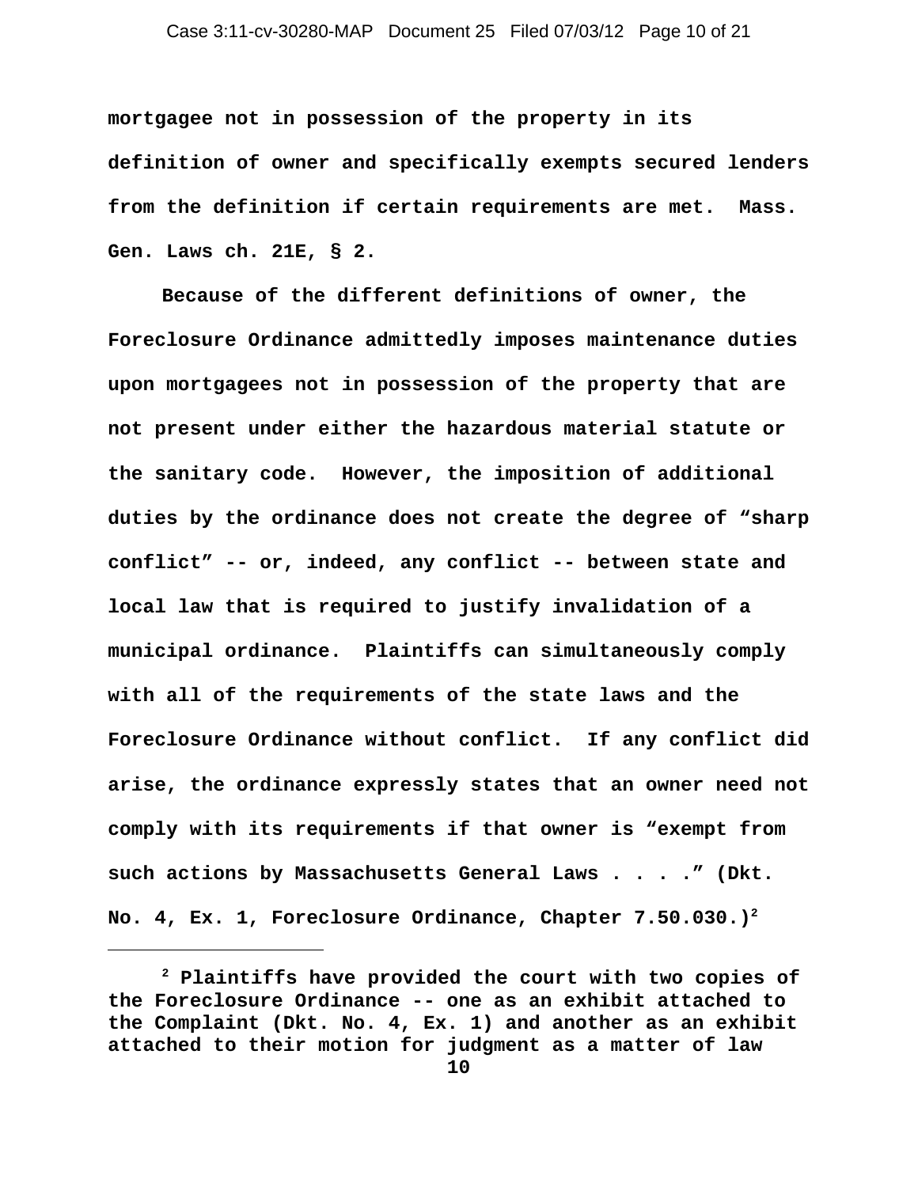mortgagee not in possession of the property in its definition of owner and specifically exempts secured lenders from the definition if certain requirements are met. Mass. Gen. Laws ch. 21E, § 2.

Because of the different definitions of owner, the Foreclosure Ordinance admittedly imposes maintenance duties upon mortgagees not in possession of the property that are not present under either the hazardous material statute or the sanitary code. However, the imposition of additional duties by the ordinance does not create the degree of "sharp conflict" -- or, indeed, any conflict -- between state and local law that is required to justify invalidation of a municipal ordinance. Plaintiffs can simultaneously comply with all of the requirements of the state laws and the Foreclosure Ordinance without conflict. If any conflict did arise, the ordinance expressly states that an owner need not comply with its requirements if that owner is "exempt from such actions by Massachusetts General Laws . . . ." (Dkt. No. 4, Ex. 1, Foreclosure Ordinance, Chapter 7.50.030.)[2]

---

[2] Plaintiffs have provided the court with two copies of the Foreclosure Ordinance -- one as an exhibit attached to the Complaint (Dkt. No. 4, Ex. 1) and another as an exhibit attached to their motion for judgment as a matter of law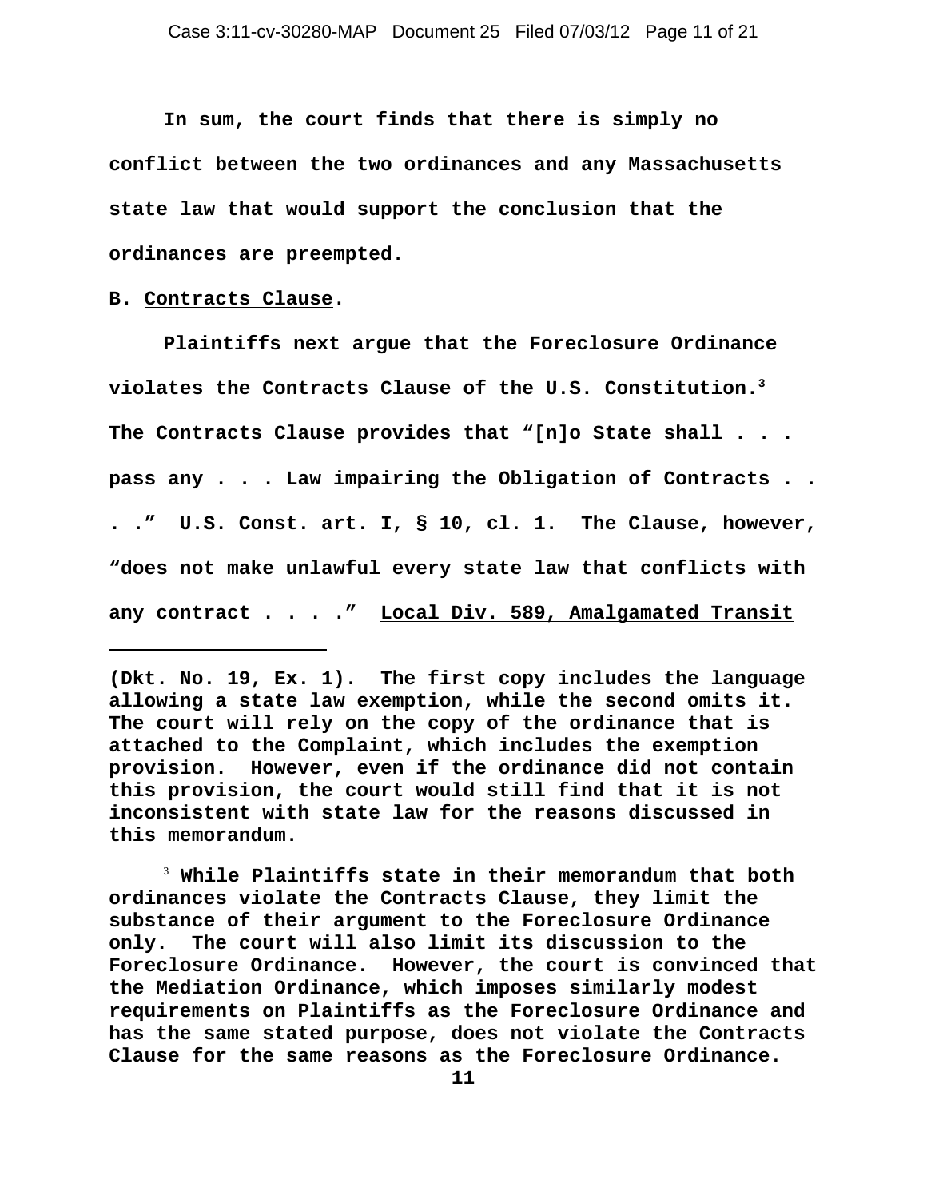In sum, the court finds that there is simply no conflict between the two ordinances and any Massachusetts state law that would support the conclusion that the ordinances are preempted.

B. Contracts Clause.

Plaintiffs next argue that the Foreclosure Ordinance violates the Contracts Clause of the U.S. Constitution.[3] The Contracts Clause provides that "[n]o State shall . . . pass any . . . Law impairing the Obligation of Contracts . . . ." U.S. Const. art. I, § 10, cl. 1. The Clause, however, "does not make unlawful every state law that conflicts with any contract . . . ." Local Div. 589, Amalgamated Transit

---

(Dkt. No. 19, Ex. 1). The first copy includes the language allowing a state law exemption, while the second omits it. The court will rely on the copy of the ordinance that is attached to the Complaint, which includes the exemption provision. However, even if the ordinance did not contain this provision, the court would still find that it is not inconsistent with state law for the reasons discussed in this memorandum.

[3] While Plaintiffs state in their memorandum that both ordinances violate the Contracts Clause, they limit the substance of their argument to the Foreclosure Ordinance only. The court will also limit its discussion to the Foreclosure Ordinance. However, the court is convinced that the Mediation Ordinance, which imposes similarly modest requirements on Plaintiffs as the Foreclosure Ordinance and has the same stated purpose, does not violate the Contracts Clause for the same reasons as the Foreclosure Ordinance.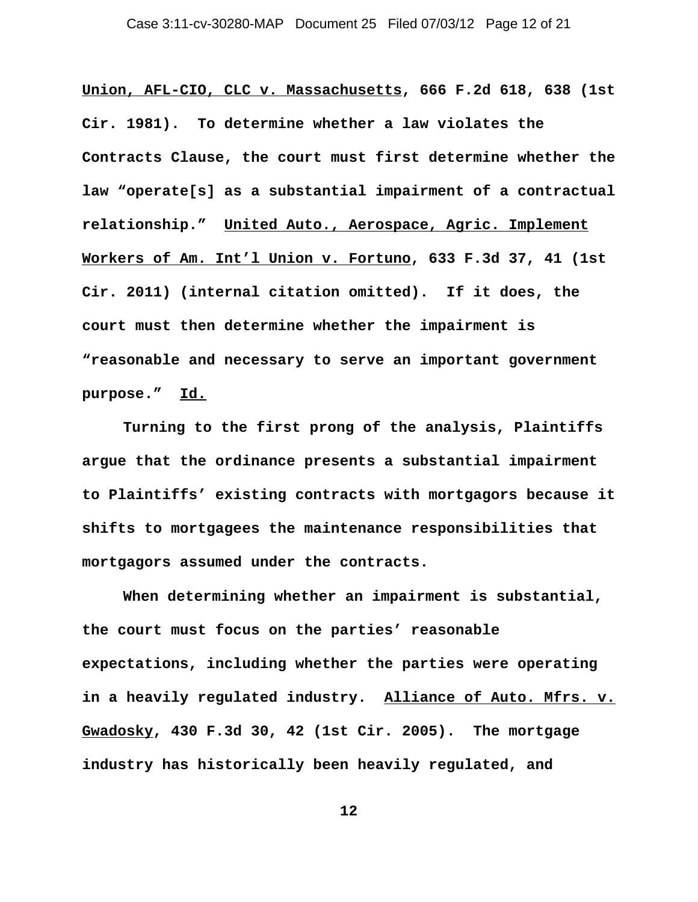Union, AFL-CIO, CLC v. Massachusetts, 666 F.2d 618, 638 (1st Cir. 1981). To determine whether a law violates the Contracts Clause, the court must first determine whether the law "operate[s] as a substantial impairment of a contractual relationship." United Auto., Aerospace, Agric. Implement Workers of Am. Int'l Union v. Fortuno, 633 F.3d 37, 41 (1st Cir. 2011) (internal citation omitted). If it does, the court must then determine whether the impairment is "reasonable and necessary to serve an important government purpose." Id.

Turning to the first prong of the analysis, Plaintiffs argue that the ordinance presents a substantial impairment to Plaintiffs' existing contracts with mortgagors because it shifts to mortgagees the maintenance responsibilities that mortgagors assumed under the contracts.

When determining whether an impairment is substantial, the court must focus on the parties' reasonable expectations, including whether the parties were operating in a heavily regulated industry. Alliance of Auto. Mfrs. v. Gwadosky, 430 F.3d 30, 42 (1st Cir. 2005). The mortgage industry has historically been heavily regulated, and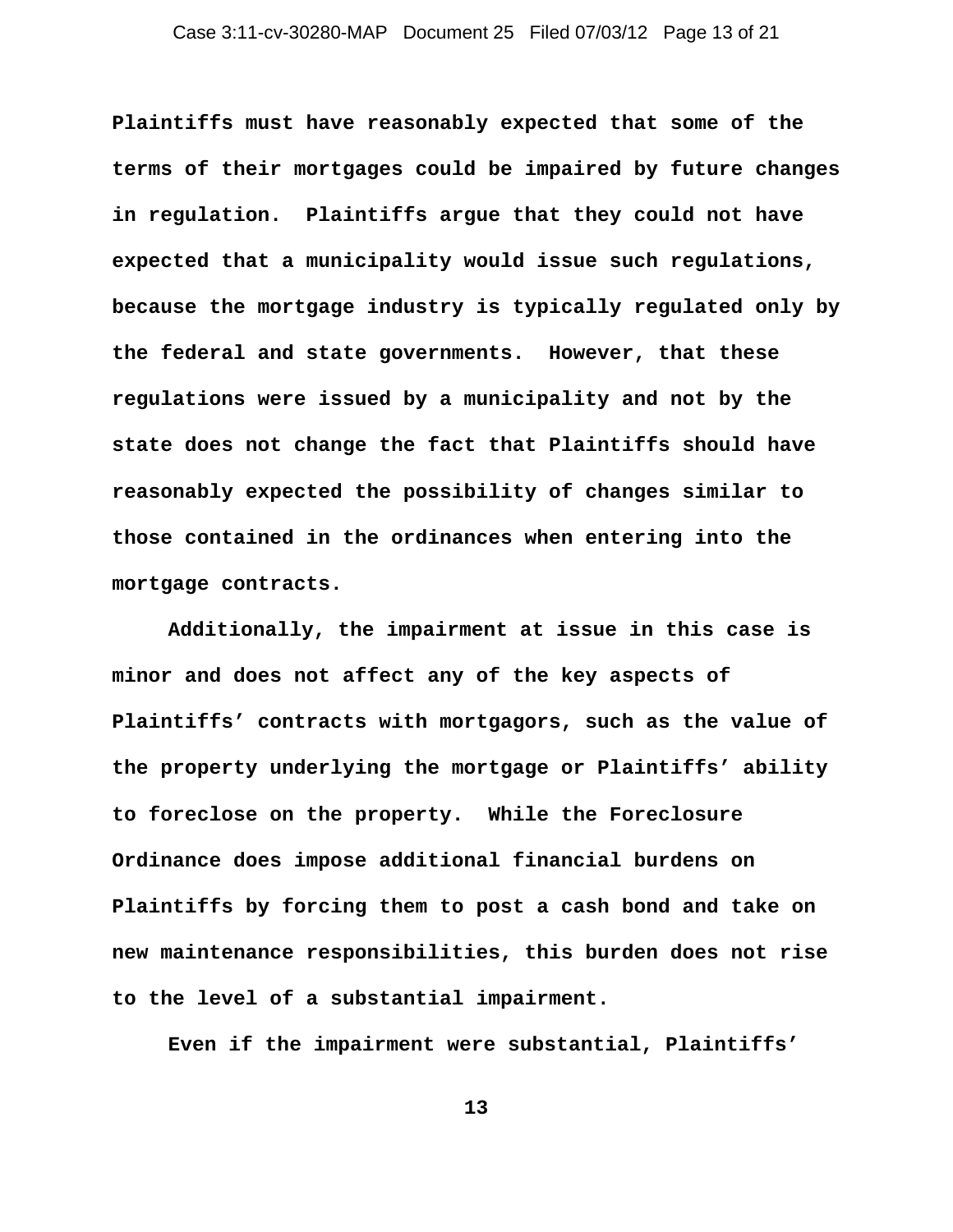Plaintiffs must have reasonably expected that some of the terms of their mortgages could be impaired by future changes in regulation. Plaintiffs argue that they could not have expected that a municipality would issue such regulations, because the mortgage industry is typically regulated only by the federal and state governments. However, that these regulations were issued by a municipality and not by the state does not change the fact that Plaintiffs should have reasonably expected the possibility of changes similar to those contained in the ordinances when entering into the mortgage contracts.

Additionally, the impairment at issue in this case is minor and does not affect any of the key aspects of Plaintiffs' contracts with mortgagors, such as the value of the property underlying the mortgage or Plaintiffs' ability to foreclose on the property. While the Foreclosure Ordinance does impose additional financial burdens on Plaintiffs by forcing them to post a cash bond and take on new maintenance responsibilities, this burden does not rise to the level of a substantial impairment.

Even if the impairment were substantial, Plaintiffs'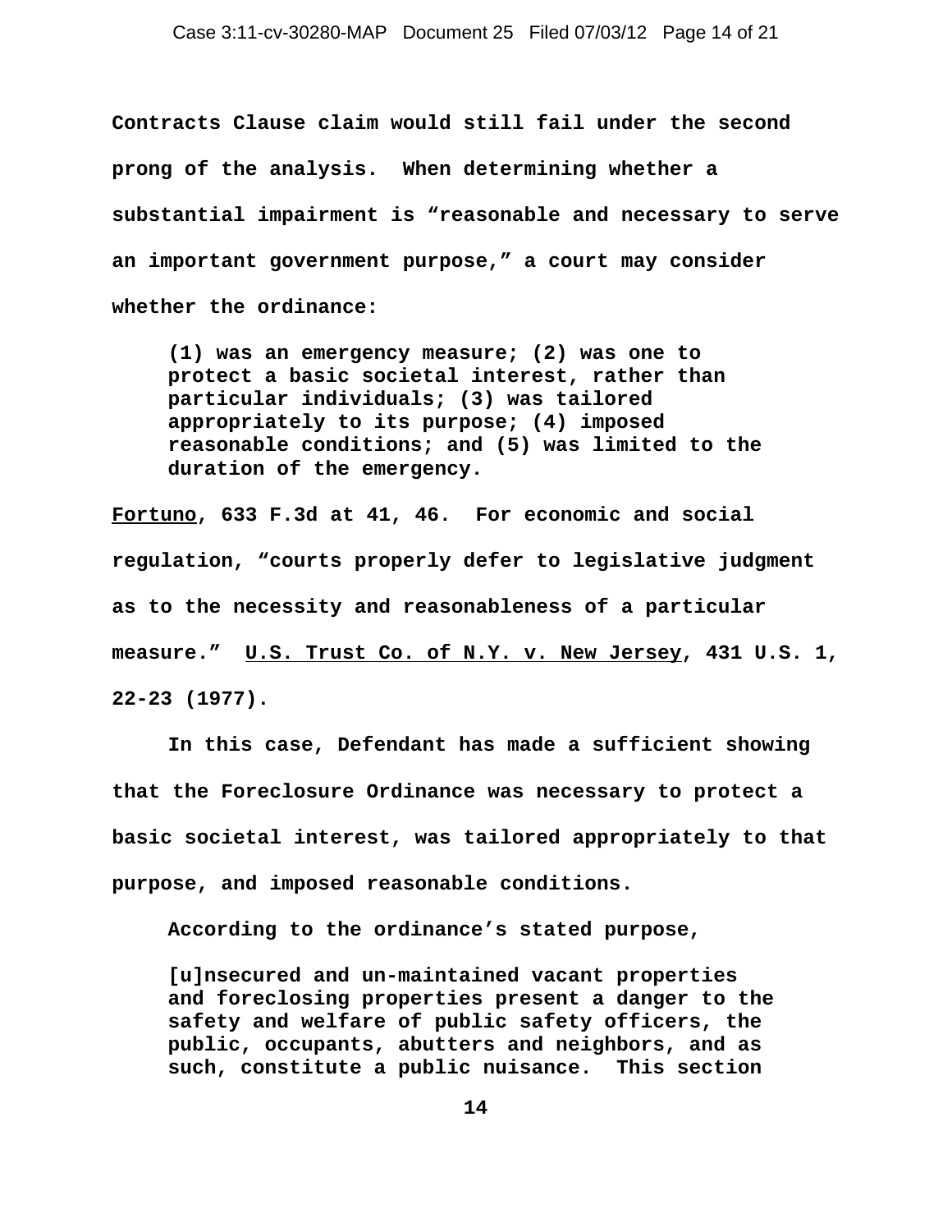Contracts Clause claim would still fail under the second prong of the analysis. When determining whether a substantial impairment is "reasonable and necessary to serve an important government purpose," a court may consider whether the ordinance:

> (1) was an emergency measure; (2) was one to protect a basic societal interest, rather than particular individuals; (3) was tailored appropriately to its purpose; (4) imposed reasonable conditions; and (5) was limited to the duration of the emergency.

Fortuno, 633 F.3d at 41, 46. For economic and social regulation, "courts properly defer to legislative judgment as to the necessity and reasonableness of a particular measure." U.S. Trust Co. of N.Y. v. New Jersey, 431 U.S. 1, 22-23 (1977).

In this case, Defendant has made a sufficient showing that the Foreclosure Ordinance was necessary to protect a basic societal interest, was tailored appropriately to that purpose, and imposed reasonable conditions.

According to the ordinance's stated purpose,

> [u]nsecured and un-maintained vacant properties and foreclosing properties present a danger to the safety and welfare of public safety officers, the public, occupants, abutters and neighbors, and as such, constitute a public nuisance. This section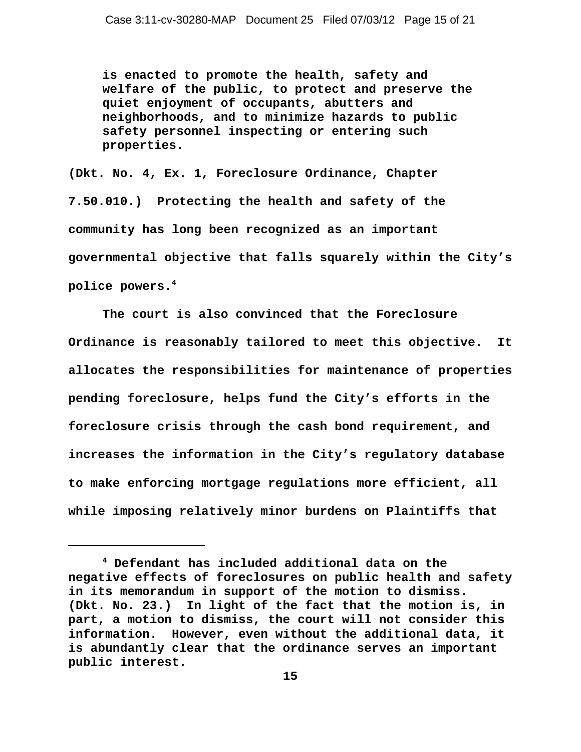> is enacted to promote the health, safety and welfare of the public, to protect and preserve the quiet enjoyment of occupants, abutters and neighborhoods, and to minimize hazards to public safety personnel inspecting or entering such properties.

(Dkt. No. 4, Ex. 1, Foreclosure Ordinance, Chapter 7.50.010.) Protecting the health and safety of the community has long been recognized as an important governmental objective that falls squarely within the City's police powers.[4]

The court is also convinced that the Foreclosure Ordinance is reasonably tailored to meet this objective. It allocates the responsibilities for maintenance of properties pending foreclosure, helps fund the City's efforts in the foreclosure crisis through the cash bond requirement, and increases the information in the City's regulatory database to make enforcing mortgage regulations more efficient, all while imposing relatively minor burdens on Plaintiffs that

---

[4] Defendant has included additional data on the negative effects of foreclosures on public health and safety in its memorandum in support of the motion to dismiss. (Dkt. No. 23.) In light of the fact that the motion is, in part, a motion to dismiss, the court will not consider this information. However, even without the additional data, it is abundantly clear that the ordinance serves an important public interest.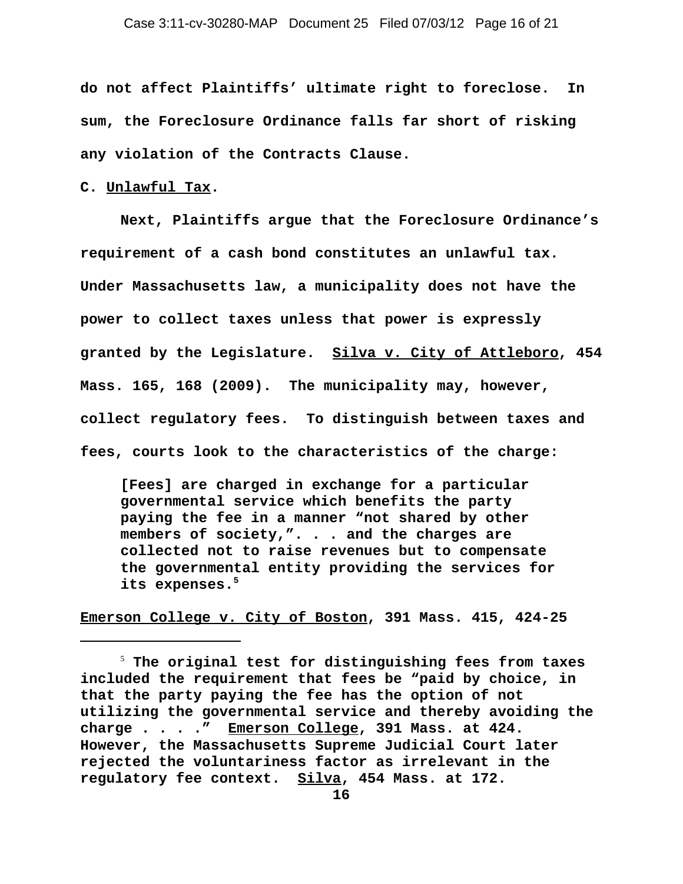do not affect Plaintiffs' ultimate right to foreclose. In sum, the Foreclosure Ordinance falls far short of risking any violation of the Contracts Clause.

C. Unlawful Tax.

Next, Plaintiffs argue that the Foreclosure Ordinance's requirement of a cash bond constitutes an unlawful tax. Under Massachusetts law, a municipality does not have the power to collect taxes unless that power is expressly granted by the Legislature. Silva v. City of Attleboro, 454 Mass. 165, 168 (2009). The municipality may, however, collect regulatory fees. To distinguish between taxes and fees, courts look to the characteristics of the charge:

> [Fees] are charged in exchange for a particular governmental service which benefits the party paying the fee in a manner "not shared by other members of society,". . . and the charges are collected not to raise revenues but to compensate the governmental entity providing the services for its expenses.[5]

Emerson College v. City of Boston, 391 Mass. 415, 424-25

---

[5] The original test for distinguishing fees from taxes included the requirement that fees be "paid by choice, in that the party paying the fee has the option of not utilizing the governmental service and thereby avoiding the charge . . . ." Emerson College, 391 Mass. at 424. However, the Massachusetts Supreme Judicial Court later rejected the voluntariness factor as irrelevant in the regulatory fee context. Silva, 454 Mass. at 172.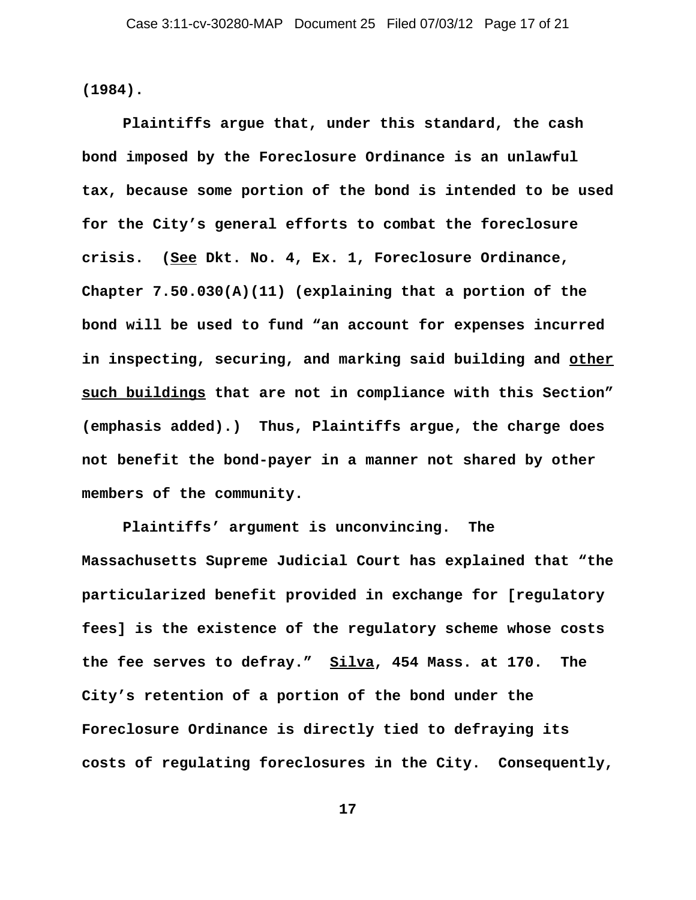(1984).

Plaintiffs argue that, under this standard, the cash bond imposed by the Foreclosure Ordinance is an unlawful tax, because some portion of the bond is intended to be used for the City's general efforts to combat the foreclosure crisis. (See Dkt. No. 4, Ex. 1, Foreclosure Ordinance, Chapter 7.50.030(A)(11) (explaining that a portion of the bond will be used to fund "an account for expenses incurred in inspecting, securing, and marking said building and other such buildings that are not in compliance with this Section" (emphasis added).) Thus, Plaintiffs argue, the charge does not benefit the bond-payer in a manner not shared by other members of the community.

Plaintiffs' argument is unconvincing. The Massachusetts Supreme Judicial Court has explained that "the particularized benefit provided in exchange for [regulatory fees] is the existence of the regulatory scheme whose costs the fee serves to defray." Silva, 454 Mass. at 170. The City's retention of a portion of the bond under the Foreclosure Ordinance is directly tied to defraying its costs of regulating foreclosures in the City. Consequently,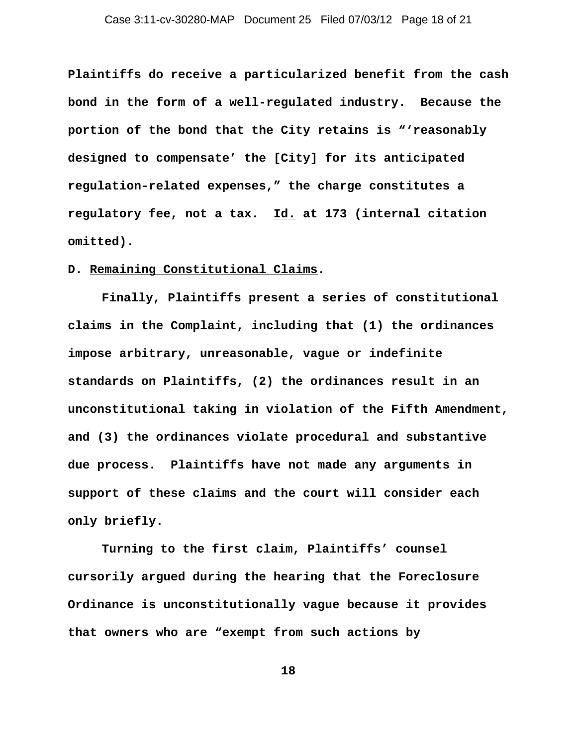**Plaintiffs do receive a particularized benefit from the cash bond in the form of a well-regulated industry. Because the portion of the bond that the City retains is "'reasonably designed to compensate' the [City] for its anticipated regulation-related expenses," the charge constitutes a regulatory fee, not a tax. Id. at 173 (internal citation omitted).**

**D. Remaining Constitutional Claims.**

**Finally, Plaintiffs present a series of constitutional claims in the Complaint, including that (1) the ordinances impose arbitrary, unreasonable, vague or indefinite standards on Plaintiffs, (2) the ordinances result in an unconstitutional taking in violation of the Fifth Amendment, and (3) the ordinances violate procedural and substantive due process. Plaintiffs have not made any arguments in support of these claims and the court will consider each only briefly.**

**Turning to the first claim, Plaintiffs' counsel cursorily argued during the hearing that the Foreclosure Ordinance is unconstitutionally vague because it provides that owners who are "exempt from such actions by**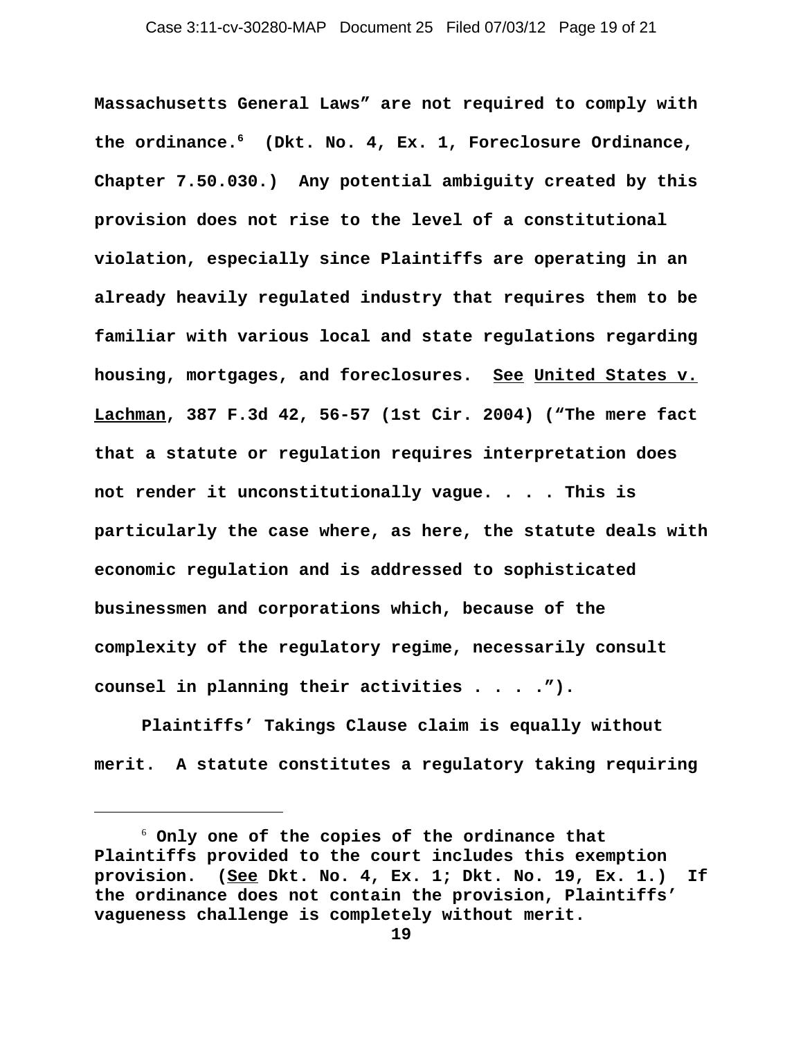Massachusetts General Laws" are not required to comply with the ordinance.[6] (Dkt. No. 4, Ex. 1, Foreclosure Ordinance, Chapter 7.50.030.) Any potential ambiguity created by this provision does not rise to the level of a constitutional violation, especially since Plaintiffs are operating in an already heavily regulated industry that requires them to be familiar with various local and state regulations regarding housing, mortgages, and foreclosures. See United States v. Lachman, 387 F.3d 42, 56-57 (1st Cir. 2004) ("The mere fact that a statute or regulation requires interpretation does not render it unconstitutionally vague. . . . This is particularly the case where, as here, the statute deals with economic regulation and is addressed to sophisticated businessmen and corporations which, because of the complexity of the regulatory regime, necessarily consult counsel in planning their activities . . . .").

Plaintiffs' Takings Clause claim is equally without merit. A statute constitutes a regulatory taking requiring

---

[6] Only one of the copies of the ordinance that Plaintiffs provided to the court includes this exemption provision. (See Dkt. No. 4, Ex. 1; Dkt. No. 19, Ex. 1.) If the ordinance does not contain the provision, Plaintiffs' vagueness challenge is completely without merit.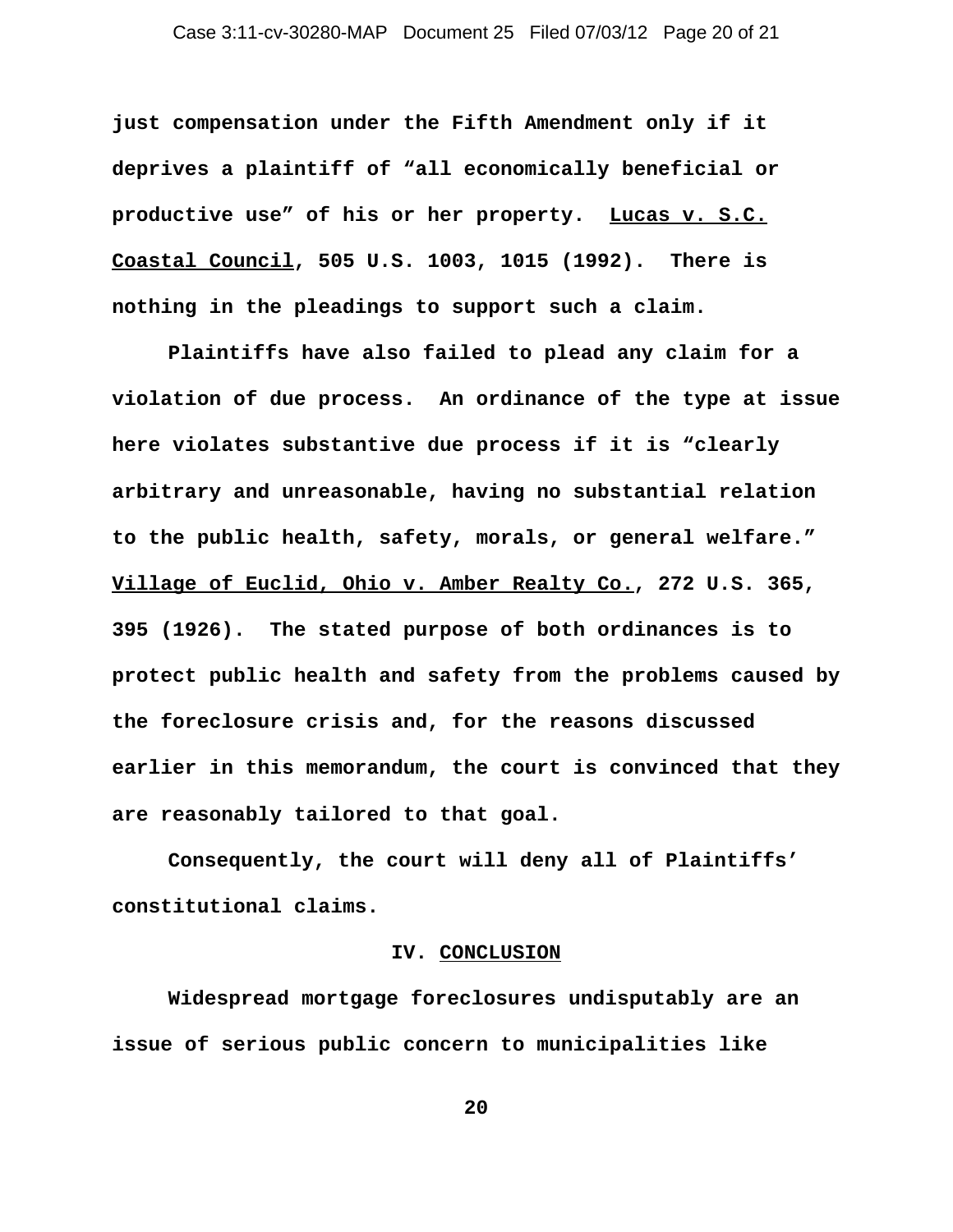just compensation under the Fifth Amendment only if it deprives a plaintiff of "all economically beneficial or productive use" of his or her property. Lucas v. S.C. Coastal Council, 505 U.S. 1003, 1015 (1992). There is nothing in the pleadings to support such a claim.

Plaintiffs have also failed to plead any claim for a violation of due process. An ordinance of the type at issue here violates substantive due process if it is "clearly arbitrary and unreasonable, having no substantial relation to the public health, safety, morals, or general welfare." Village of Euclid, Ohio v. Amber Realty Co., 272 U.S. 365, 395 (1926). The stated purpose of both ordinances is to protect public health and safety from the problems caused by the foreclosure crisis and, for the reasons discussed earlier in this memorandum, the court is convinced that they are reasonably tailored to that goal.

Consequently, the court will deny all of Plaintiffs' constitutional claims.

## IV. CONCLUSION

Widespread mortgage foreclosures undisputably are an issue of serious public concern to municipalities like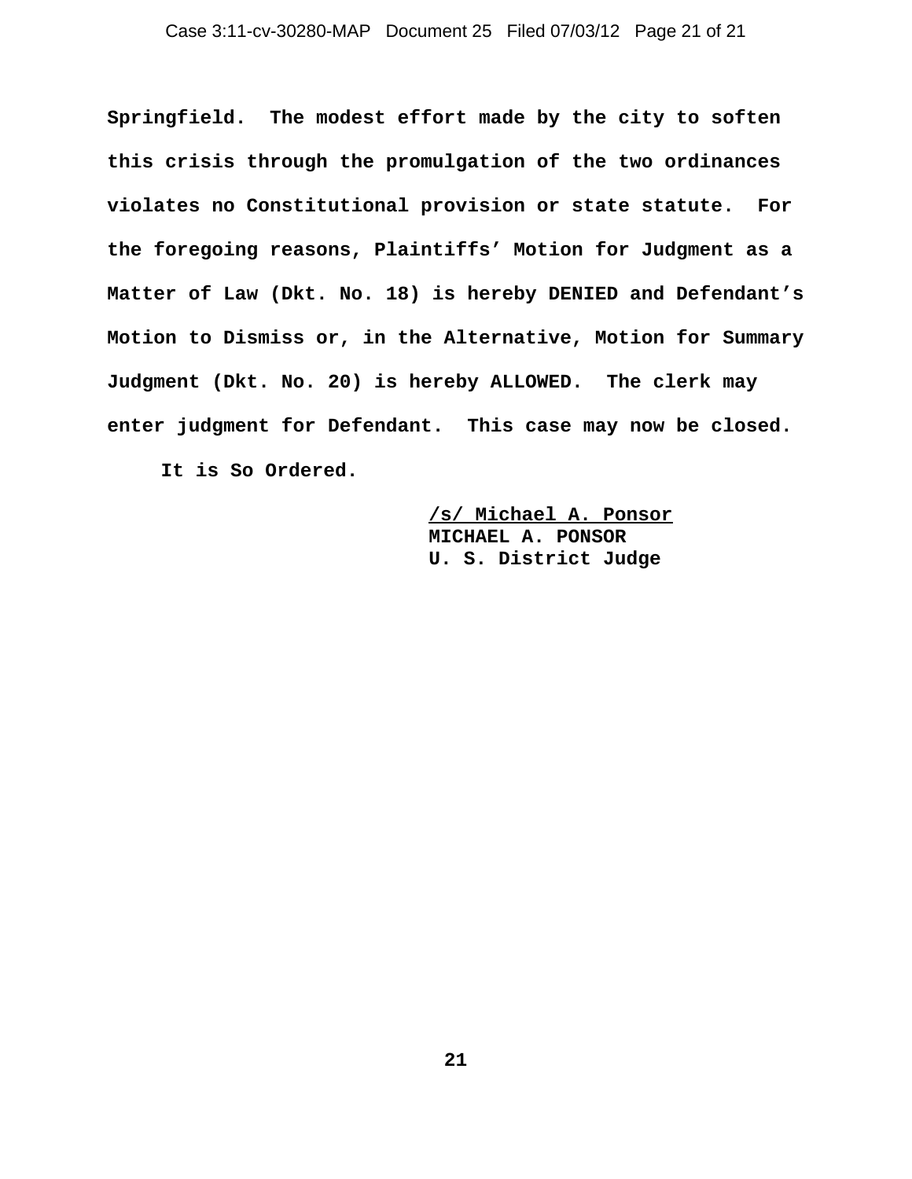**Springfield. The modest effort made by the city to soften this crisis through the promulgation of the two ordinances violates no Constitutional provision or state statute. For the foregoing reasons, Plaintiffs' Motion for Judgment as a Matter of Law (Dkt. No. 18) is hereby DENIED and Defendant's Motion to Dismiss or, in the Alternative, Motion for Summary Judgment (Dkt. No. 20) is hereby ALLOWED. The clerk may enter judgment for Defendant. This case may now be closed.**

**It is So Ordered.**

**/s/ Michael A. Ponsor**
**MICHAEL A. PONSOR**
**U. S. District Judge**